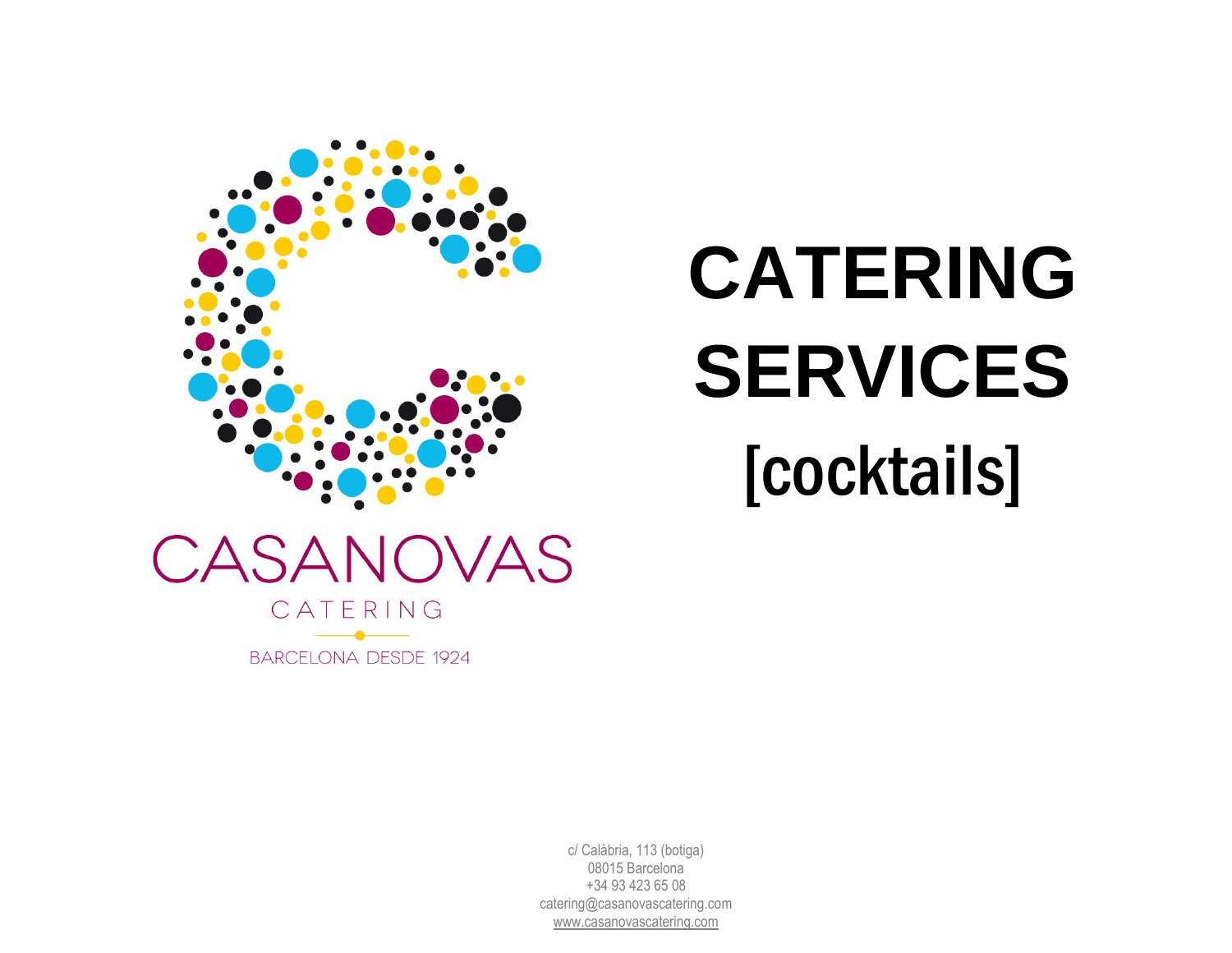CASANOVAS

CATERING

BARCELONA DESDE 1924

# CATERING SERVICES

## [cocktails]

c/ Calàbria, 113 (botiga)
08015 Barcelona
+34 93 423 65 08
catering@casanovascatering.com
www.casanovascatering.com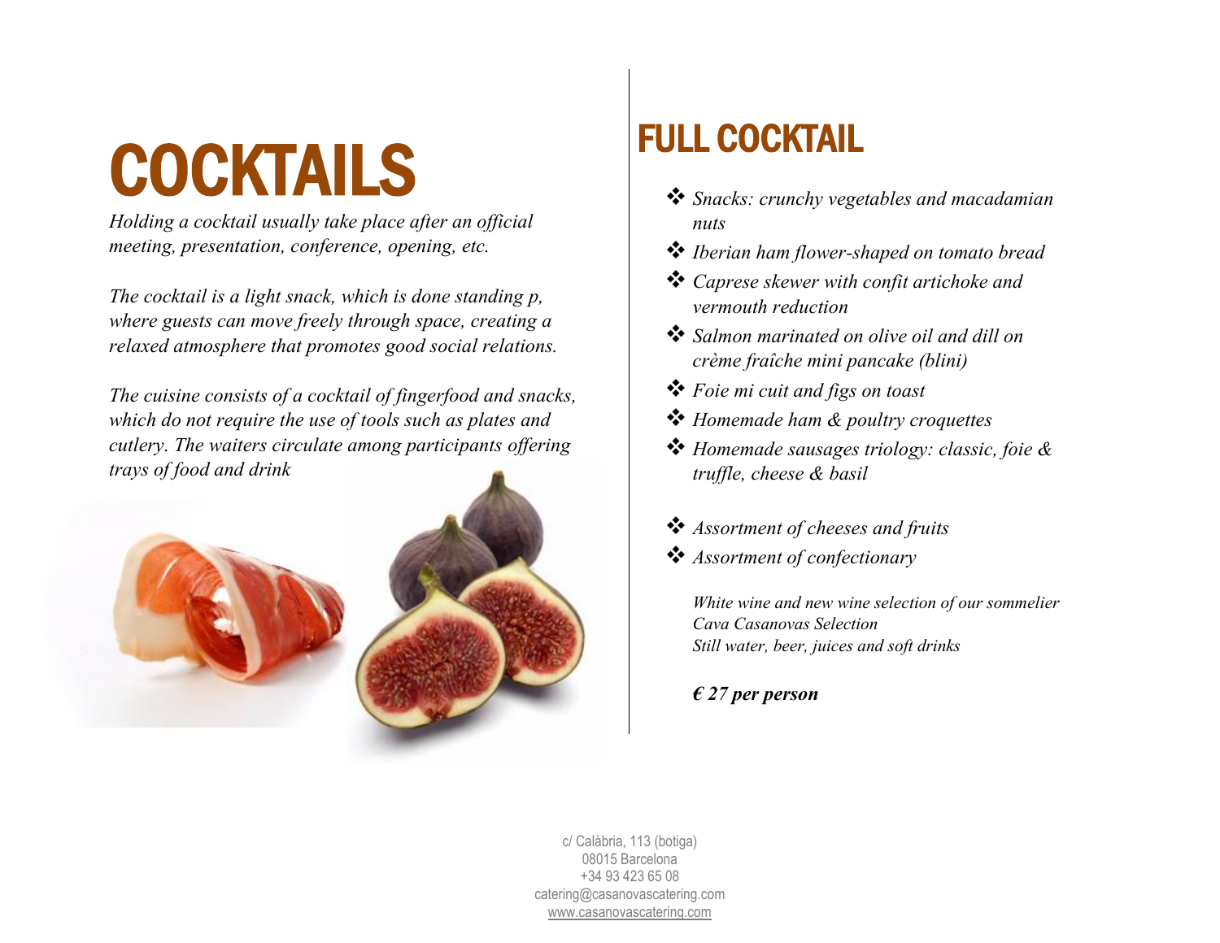# COCKTAILS

*Holding a cocktail usually take place after an official meeting, presentation, conference, opening, etc.*

*The cocktail is a light snack, which is done standing p, where guests can move freely through space, creating a relaxed atmosphere that promotes good social relations.*

*The cuisine consists of a cocktail of fingerfood and snacks, which do not require the use of tools such as plates and cutlery. The waiters circulate among participants offering trays of food and drink*

## FULL COCKTAIL

- *Snacks: crunchy vegetables and macadamian nuts*
- *Iberian ham flower-shaped on tomato bread*
- *Caprese skewer with confit artichoke and vermouth reduction*
- *Salmon marinated on olive oil and dill on crème fraîche mini pancake (blini)*
- *Foie mi cuit and figs on toast*
- *Homemade ham & poultry croquettes*
- *Homemade sausages triology: classic, foie & truffle, cheese & basil*

- *Assortment of cheeses and fruits*
- *Assortment of confectionary*

*White wine and new wine selection of our sommelier*
*Cava Casanovas Selection*
*Still water, beer, juices and soft drinks*

***€ 27 per person***

c/ Calàbria, 113 (botiga)
08015 Barcelona
+34 93 423 65 08
catering@casanovascatering.com
www.casanovascatering.com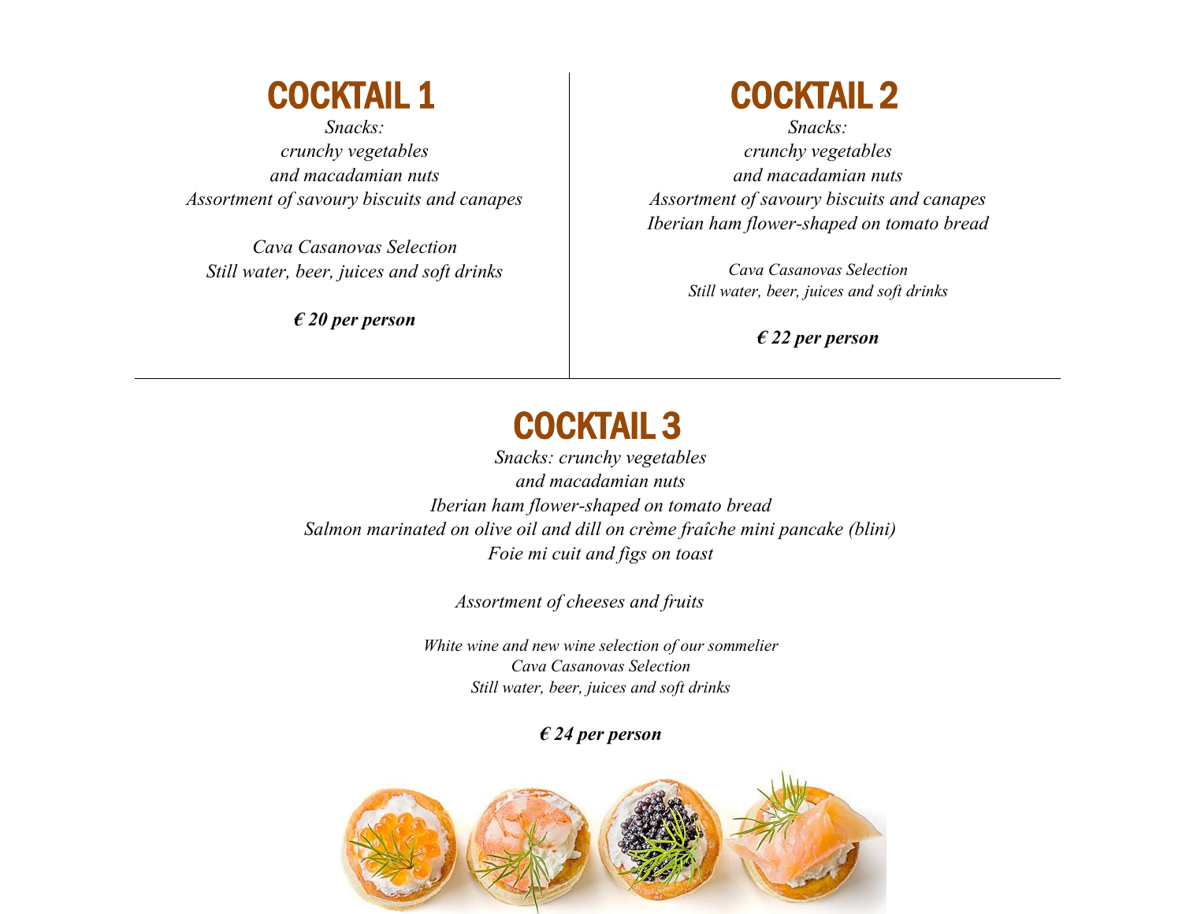# COCKTAIL 1

*Snacks:*
*crunchy vegetables*
*and macadamian nuts*
*Assortment of savoury biscuits and canapes*

*Cava Casanovas Selection*
*Still water, beer, juices and soft drinks*

***€ 20 per person***

# COCKTAIL 2

*Snacks:*
*crunchy vegetables*
*and macadamian nuts*
*Assortment of savoury biscuits and canapes*
*Iberian ham flower-shaped on tomato bread*

*Cava Casanovas Selection*
*Still water, beer, juices and soft drinks*

***€ 22 per person***

# COCKTAIL 3

*Snacks: crunchy vegetables*
*and macadamian nuts*
*Iberian ham flower-shaped on tomato bread*
*Salmon marinated on olive oil and dill on crème fraîche mini pancake (blini)*
*Foie mi cuit and figs on toast*

*Assortment of cheeses and fruits*

*White wine and new wine selection of our sommelier*
*Cava Casanovas Selection*
*Still water, beer, juices and soft drinks*

***€ 24 per person***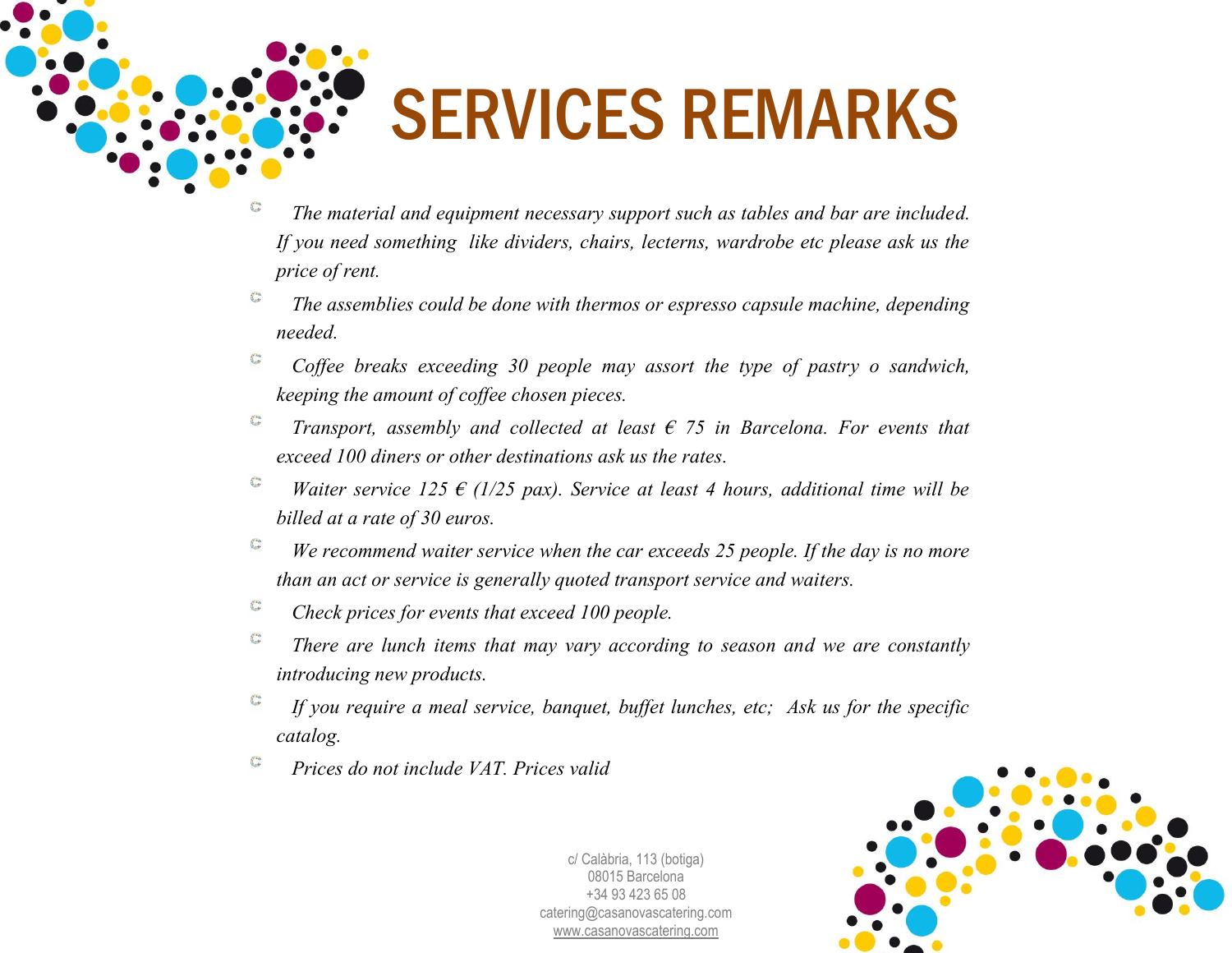# SERVICES REMARKS

- *The material and equipment necessary support such as tables and bar are included. If you need something like dividers, chairs, lecterns, wardrobe etc please ask us the price of rent.*
- *The assemblies could be done with thermos or espresso capsule machine, depending needed.*
- *Coffee breaks exceeding 30 people may assort the type of pastry o sandwich, keeping the amount of coffee chosen pieces.*
- *Transport, assembly and collected at least € 75 in Barcelona. For events that exceed 100 diners or other destinations ask us the rates.*
- *Waiter service 125 € (1/25 pax). Service at least 4 hours, additional time will be billed at a rate of 30 euros.*
- *We recommend waiter service when the car exceeds 25 people. If the day is no more than an act or service is generally quoted transport service and waiters.*
- *Check prices for events that exceed 100 people.*
- *There are lunch items that may vary according to season and we are constantly introducing new products.*
- *If you require a meal service, banquet, buffet lunches, etc; Ask us for the specific catalog.*
- *Prices do not include VAT. Prices valid*

c/ Calàbria, 113 (botiga)
08015 Barcelona
+34 93 423 65 08
catering@casanovascatering.com
www.casanovascatering.com